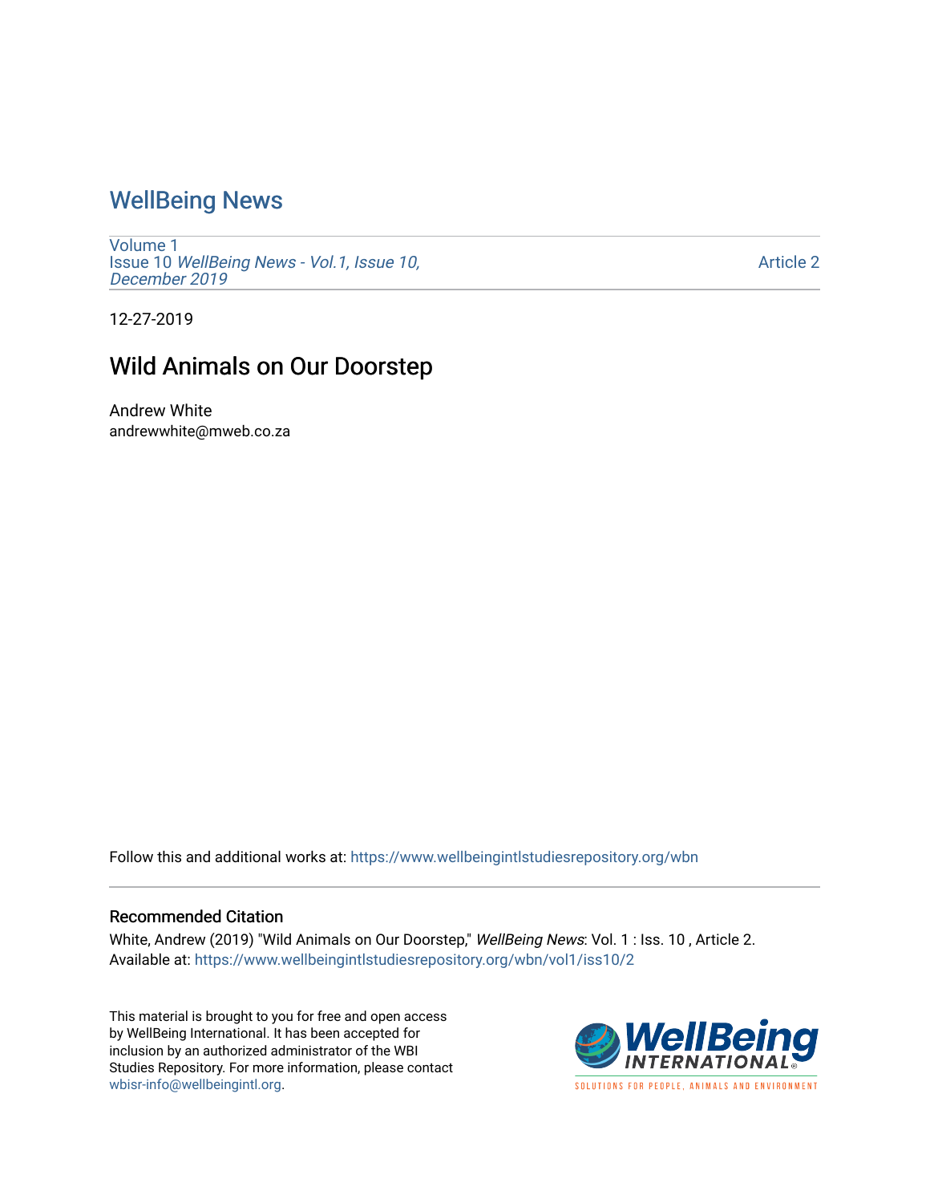# WellBeing News

Volume 1
Issue 10 *WellBeing News - Vol.1, Issue 10, December 2019*

Article 2

12-27-2019

## Wild Animals on Our Doorstep

Andrew White
andrewwhite@mweb.co.za

Follow this and additional works at: https://www.wellbeingintlstudiesrepository.org/wbn

### Recommended Citation

White, Andrew (2019) "Wild Animals on Our Doorstep," *WellBeing News*: Vol. 1 : Iss. 10 , Article 2.
Available at: https://www.wellbeingintlstudiesrepository.org/wbn/vol1/iss10/2

This material is brought to you for free and open access by WellBeing International. It has been accepted for inclusion by an authorized administrator of the WBI Studies Repository. For more information, please contact wbisr-info@wellbeingintl.org.

WellBeing INTERNATIONAL
SOLUTIONS FOR PEOPLE, ANIMALS AND ENVIRONMENT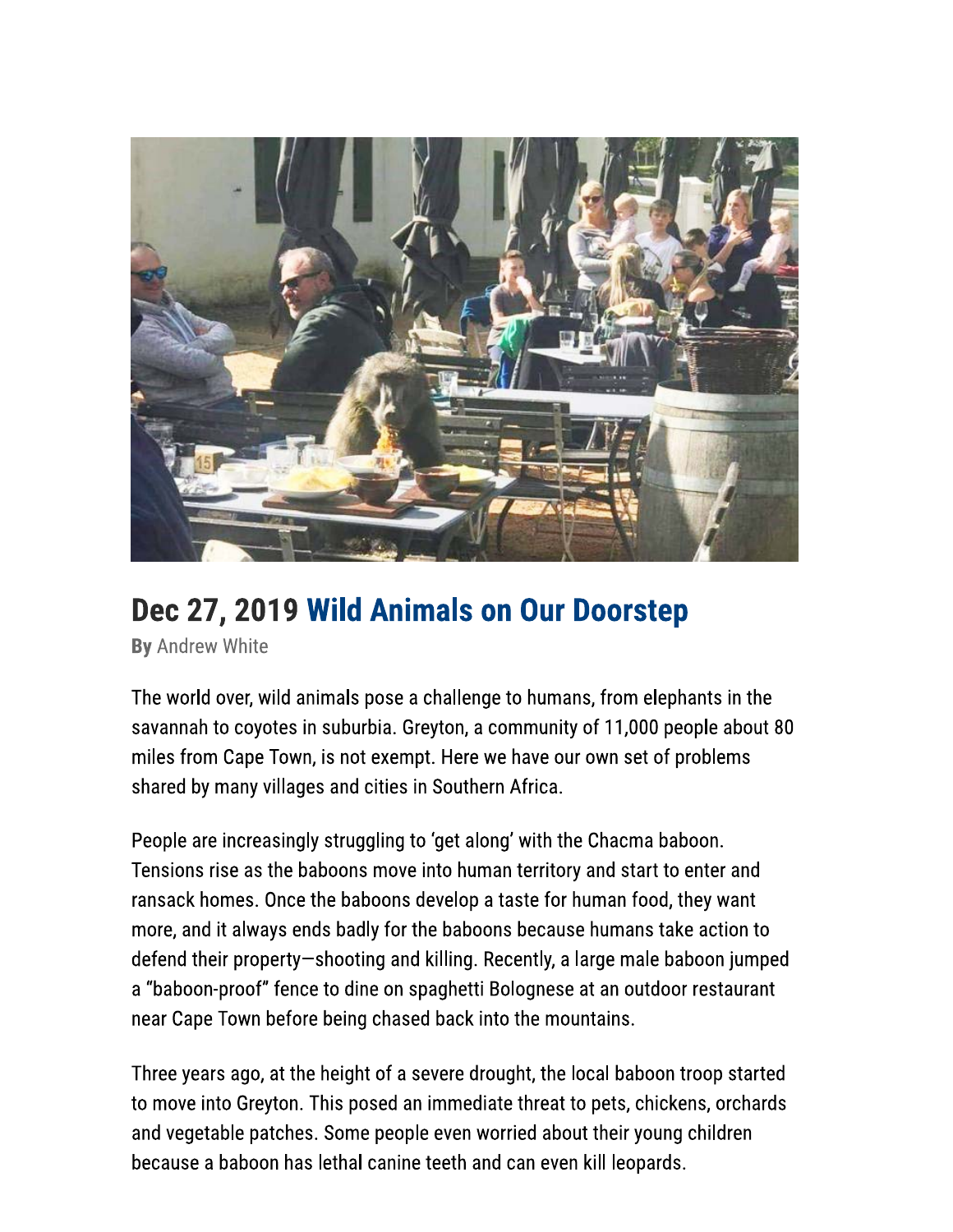## Dec 27, 2019 Wild Animals on Our Doorstep

**By** Andrew White

The world over, wild animals pose a challenge to humans, from elephants in the savannah to coyotes in suburbia. Greyton, a community of 11,000 people about 80 miles from Cape Town, is not exempt. Here we have our own set of problems shared by many villages and cities in Southern Africa.

People are increasingly struggling to 'get along' with the Chacma baboon. Tensions rise as the baboons move into human territory and start to enter and ransack homes. Once the baboons develop a taste for human food, they want more, and it always ends badly for the baboons because humans take action to defend their property—shooting and killing. Recently, a large male baboon jumped a "baboon-proof" fence to dine on spaghetti Bolognese at an outdoor restaurant near Cape Town before being chased back into the mountains.

Three years ago, at the height of a severe drought, the local baboon troop started to move into Greyton. This posed an immediate threat to pets, chickens, orchards and vegetable patches. Some people even worried about their young children because a baboon has lethal canine teeth and can even kill leopards.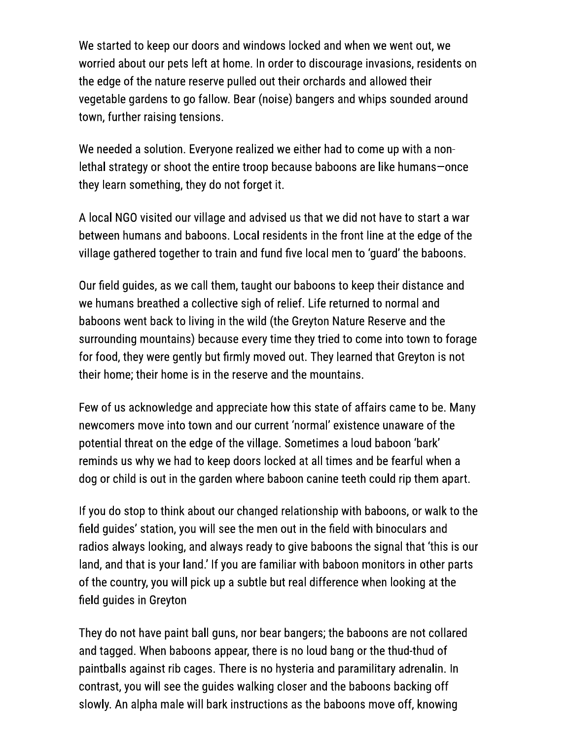We started to keep our doors and windows locked and when we went out, we worried about our pets left at home. In order to discourage invasions, residents on the edge of the nature reserve pulled out their orchards and allowed their vegetable gardens to go fallow. Bear (noise) bangers and whips sounded around town, further raising tensions.

We needed a solution. Everyone realized we either had to come up with a non-lethal strategy or shoot the entire troop because baboons are like humans—once they learn something, they do not forget it.

A local NGO visited our village and advised us that we did not have to start a war between humans and baboons. Local residents in the front line at the edge of the village gathered together to train and fund five local men to 'guard' the baboons.

Our field guides, as we call them, taught our baboons to keep their distance and we humans breathed a collective sigh of relief. Life returned to normal and baboons went back to living in the wild (the Greyton Nature Reserve and the surrounding mountains) because every time they tried to come into town to forage for food, they were gently but firmly moved out. They learned that Greyton is not their home; their home is in the reserve and the mountains.

Few of us acknowledge and appreciate how this state of affairs came to be. Many newcomers move into town and our current 'normal' existence unaware of the potential threat on the edge of the village. Sometimes a loud baboon 'bark' reminds us why we had to keep doors locked at all times and be fearful when a dog or child is out in the garden where baboon canine teeth could rip them apart.

If you do stop to think about our changed relationship with baboons, or walk to the field guides' station, you will see the men out in the field with binoculars and radios always looking, and always ready to give baboons the signal that 'this is our land, and that is your land.' If you are familiar with baboon monitors in other parts of the country, you will pick up a subtle but real difference when looking at the field guides in Greyton

They do not have paint ball guns, nor bear bangers; the baboons are not collared and tagged. When baboons appear, there is no loud bang or the thud-thud of paintballs against rib cages. There is no hysteria and paramilitary adrenalin. In contrast, you will see the guides walking closer and the baboons backing off slowly. An alpha male will bark instructions as the baboons move off, knowing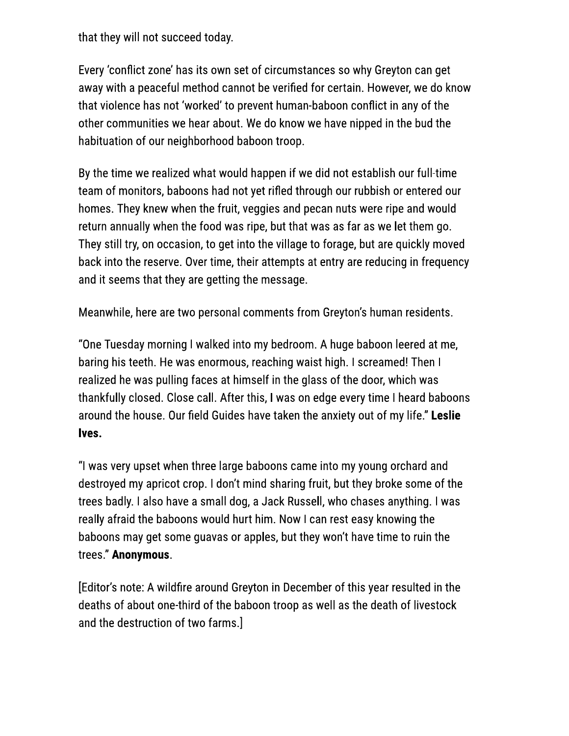that they will not succeed today.

Every 'conflict zone' has its own set of circumstances so why Greyton can get away with a peaceful method cannot be verified for certain. However, we do know that violence has not 'worked' to prevent human-baboon conflict in any of the other communities we hear about. We do know we have nipped in the bud the habituation of our neighborhood baboon troop.

By the time we realized what would happen if we did not establish our full-time team of monitors, baboons had not yet rifled through our rubbish or entered our homes. They knew when the fruit, veggies and pecan nuts were ripe and would return annually when the food was ripe, but that was as far as we let them go. They still try, on occasion, to get into the village to forage, but are quickly moved back into the reserve. Over time, their attempts at entry are reducing in frequency and it seems that they are getting the message.

Meanwhile, here are two personal comments from Greyton's human residents.

"One Tuesday morning I walked into my bedroom. A huge baboon leered at me, baring his teeth. He was enormous, reaching waist high. I screamed! Then I realized he was pulling faces at himself in the glass of the door, which was thankfully closed. Close call. After this, I was on edge every time I heard baboons around the house. Our field Guides have taken the anxiety out of my life." **Leslie Ives.**

"I was very upset when three large baboons came into my young orchard and destroyed my apricot crop. I don't mind sharing fruit, but they broke some of the trees badly. I also have a small dog, a Jack Russell, who chases anything. I was really afraid the baboons would hurt him. Now I can rest easy knowing the baboons may get some guavas or apples, but they won't have time to ruin the trees." **Anonymous**.

[Editor's note: A wildfire around Greyton in December of this year resulted in the deaths of about one-third of the baboon troop as well as the death of livestock and the destruction of two farms.]